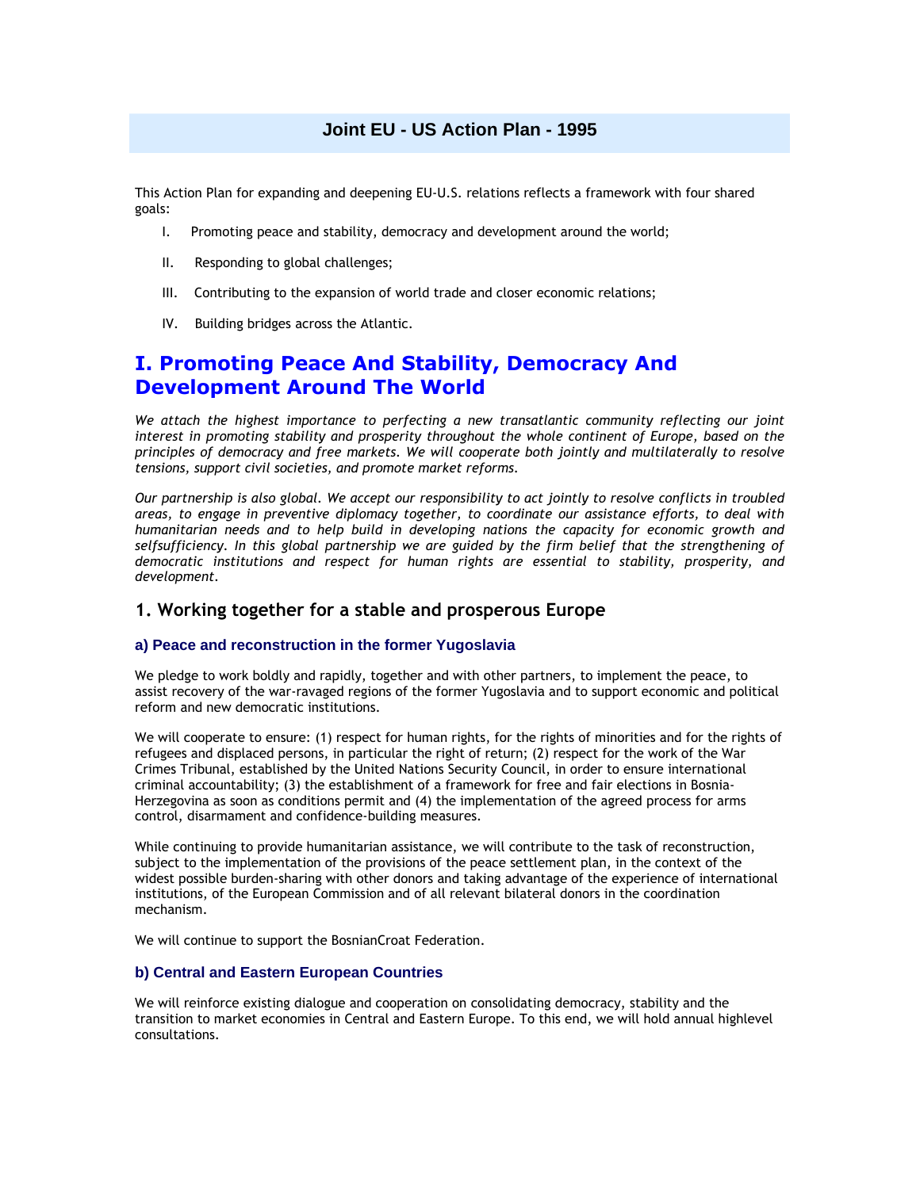# Joint EU - US Action Plan - 1995

This Action Plan for expanding and deepening EU-U.S. relations reflects a framework with four shared goals:

I. Promoting peace and stability, democracy and development around the world;

II. Responding to global challenges;

III. Contributing to the expansion of world trade and closer economic relations;

IV. Building bridges across the Atlantic.

## I. Promoting Peace And Stability, Democracy And Development Around The World

*We attach the highest importance to perfecting a new transatlantic community reflecting our joint interest in promoting stability and prosperity throughout the whole continent of Europe, based on the principles of democracy and free markets. We will cooperate both jointly and multilaterally to resolve tensions, support civil societies, and promote market reforms.*

*Our partnership is also global. We accept our responsibility to act jointly to resolve conflicts in troubled areas, to engage in preventive diplomacy together, to coordinate our assistance efforts, to deal with humanitarian needs and to help build in developing nations the capacity for economic growth and selfsufficiency. In this global partnership we are guided by the firm belief that the strengthening of democratic institutions and respect for human rights are essential to stability, prosperity, and development.*

### 1. Working together for a stable and prosperous Europe

#### a) Peace and reconstruction in the former Yugoslavia

We pledge to work boldly and rapidly, together and with other partners, to implement the peace, to assist recovery of the war-ravaged regions of the former Yugoslavia and to support economic and political reform and new democratic institutions.

We will cooperate to ensure: (1) respect for human rights, for the rights of minorities and for the rights of refugees and displaced persons, in particular the right of return; (2) respect for the work of the War Crimes Tribunal, established by the United Nations Security Council, in order to ensure international criminal accountability; (3) the establishment of a framework for free and fair elections in Bosnia-Herzegovina as soon as conditions permit and (4) the implementation of the agreed process for arms control, disarmament and confidence-building measures.

While continuing to provide humanitarian assistance, we will contribute to the task of reconstruction, subject to the implementation of the provisions of the peace settlement plan, in the context of the widest possible burden-sharing with other donors and taking advantage of the experience of international institutions, of the European Commission and of all relevant bilateral donors in the coordination mechanism.

We will continue to support the BosnianCroat Federation.

#### b) Central and Eastern European Countries

We will reinforce existing dialogue and cooperation on consolidating democracy, stability and the transition to market economies in Central and Eastern Europe. To this end, we will hold annual highlevel consultations.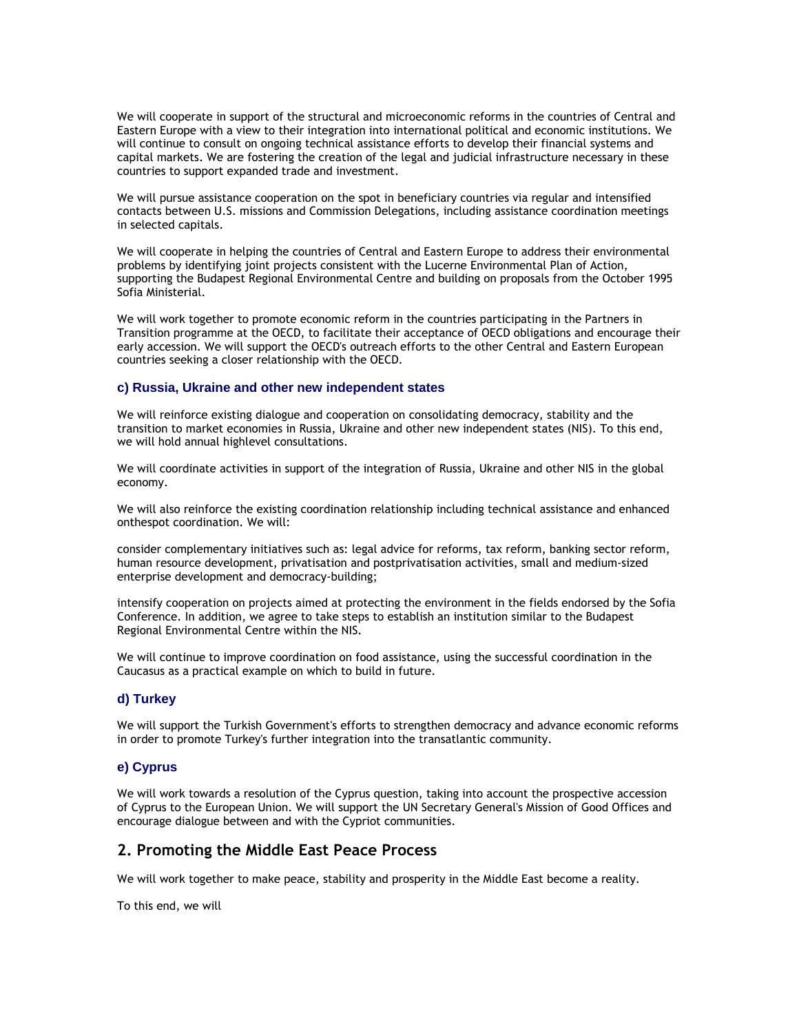We will cooperate in support of the structural and microeconomic reforms in the countries of Central and Eastern Europe with a view to their integration into international political and economic institutions. We will continue to consult on ongoing technical assistance efforts to develop their financial systems and capital markets. We are fostering the creation of the legal and judicial infrastructure necessary in these countries to support expanded trade and investment.

We will pursue assistance cooperation on the spot in beneficiary countries via regular and intensified contacts between U.S. missions and Commission Delegations, including assistance coordination meetings in selected capitals.

We will cooperate in helping the countries of Central and Eastern Europe to address their environmental problems by identifying joint projects consistent with the Lucerne Environmental Plan of Action, supporting the Budapest Regional Environmental Centre and building on proposals from the October 1995 Sofia Ministerial.

We will work together to promote economic reform in the countries participating in the Partners in Transition programme at the OECD, to facilitate their acceptance of OECD obligations and encourage their early accession. We will support the OECD's outreach efforts to the other Central and Eastern European countries seeking a closer relationship with the OECD.

### c) Russia, Ukraine and other new independent states

We will reinforce existing dialogue and cooperation on consolidating democracy, stability and the transition to market economies in Russia, Ukraine and other new independent states (NIS). To this end, we will hold annual highlevel consultations.

We will coordinate activities in support of the integration of Russia, Ukraine and other NIS in the global economy.

We will also reinforce the existing coordination relationship including technical assistance and enhanced onthespot coordination. We will:

consider complementary initiatives such as: legal advice for reforms, tax reform, banking sector reform, human resource development, privatisation and postprivatisation activities, small and medium-sized enterprise development and democracy-building;

intensify cooperation on projects aimed at protecting the environment in the fields endorsed by the Sofia Conference. In addition, we agree to take steps to establish an institution similar to the Budapest Regional Environmental Centre within the NIS.

We will continue to improve coordination on food assistance, using the successful coordination in the Caucasus as a practical example on which to build in future.

### d) Turkey

We will support the Turkish Government's efforts to strengthen democracy and advance economic reforms in order to promote Turkey's further integration into the transatlantic community.

### e) Cyprus

We will work towards a resolution of the Cyprus question, taking into account the prospective accession of Cyprus to the European Union. We will support the UN Secretary General's Mission of Good Offices and encourage dialogue between and with the Cypriot communities.

## 2. Promoting the Middle East Peace Process

We will work together to make peace, stability and prosperity in the Middle East become a reality.

To this end, we will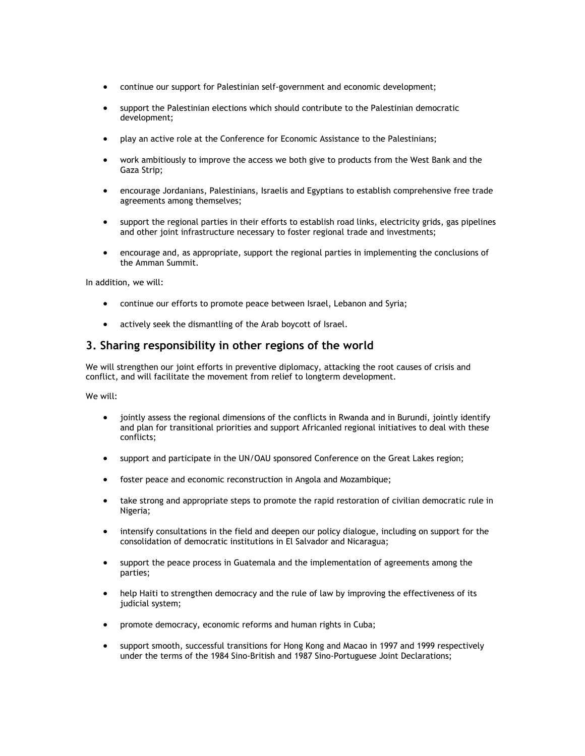- continue our support for Palestinian self-government and economic development;
- support the Palestinian elections which should contribute to the Palestinian democratic development;
- play an active role at the Conference for Economic Assistance to the Palestinians;
- work ambitiously to improve the access we both give to products from the West Bank and the Gaza Strip;
- encourage Jordanians, Palestinians, Israelis and Egyptians to establish comprehensive free trade agreements among themselves;
- support the regional parties in their efforts to establish road links, electricity grids, gas pipelines and other joint infrastructure necessary to foster regional trade and investments;
- encourage and, as appropriate, support the regional parties in implementing the conclusions of the Amman Summit.

In addition, we will:

- continue our efforts to promote peace between Israel, Lebanon and Syria;
- actively seek the dismantling of the Arab boycott of Israel.

## 3. Sharing responsibility in other regions of the world

We will strengthen our joint efforts in preventive diplomacy, attacking the root causes of crisis and conflict, and will facilitate the movement from relief to longterm development.

We will:

- jointly assess the regional dimensions of the conflicts in Rwanda and in Burundi, jointly identify and plan for transitional priorities and support Africanled regional initiatives to deal with these conflicts;
- support and participate in the UN/OAU sponsored Conference on the Great Lakes region;
- foster peace and economic reconstruction in Angola and Mozambique;
- take strong and appropriate steps to promote the rapid restoration of civilian democratic rule in Nigeria;
- intensify consultations in the field and deepen our policy dialogue, including on support for the consolidation of democratic institutions in El Salvador and Nicaragua;
- support the peace process in Guatemala and the implementation of agreements among the parties;
- help Haiti to strengthen democracy and the rule of law by improving the effectiveness of its judicial system;
- promote democracy, economic reforms and human rights in Cuba;
- support smooth, successful transitions for Hong Kong and Macao in 1997 and 1999 respectively under the terms of the 1984 Sino-British and 1987 Sino-Portuguese Joint Declarations;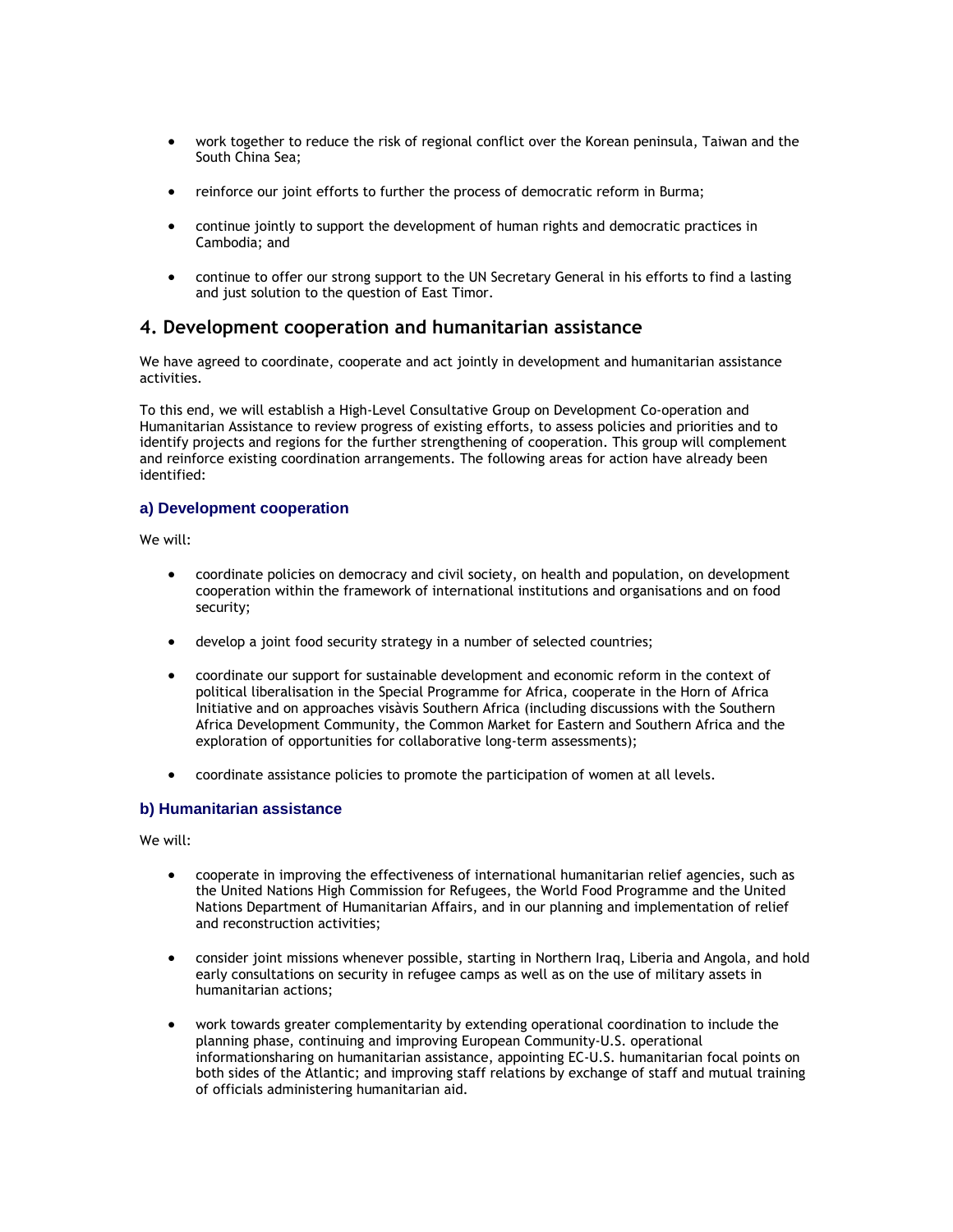- work together to reduce the risk of regional conflict over the Korean peninsula, Taiwan and the South China Sea;
- reinforce our joint efforts to further the process of democratic reform in Burma;
- continue jointly to support the development of human rights and democratic practices in Cambodia; and
- continue to offer our strong support to the UN Secretary General in his efforts to find a lasting and just solution to the question of East Timor.

## 4. Development cooperation and humanitarian assistance

We have agreed to coordinate, cooperate and act jointly in development and humanitarian assistance activities.

To this end, we will establish a High-Level Consultative Group on Development Co-operation and Humanitarian Assistance to review progress of existing efforts, to assess policies and priorities and to identify projects and regions for the further strengthening of cooperation. This group will complement and reinforce existing coordination arrangements. The following areas for action have already been identified:

### a) Development cooperation

We will:

- coordinate policies on democracy and civil society, on health and population, on development cooperation within the framework of international institutions and organisations and on food security;
- develop a joint food security strategy in a number of selected countries;
- coordinate our support for sustainable development and economic reform in the context of political liberalisation in the Special Programme for Africa, cooperate in the Horn of Africa Initiative and on approaches visàvis Southern Africa (including discussions with the Southern Africa Development Community, the Common Market for Eastern and Southern Africa and the exploration of opportunities for collaborative long-term assessments);
- coordinate assistance policies to promote the participation of women at all levels.

### b) Humanitarian assistance

We will:

- cooperate in improving the effectiveness of international humanitarian relief agencies, such as the United Nations High Commission for Refugees, the World Food Programme and the United Nations Department of Humanitarian Affairs, and in our planning and implementation of relief and reconstruction activities;
- consider joint missions whenever possible, starting in Northern Iraq, Liberia and Angola, and hold early consultations on security in refugee camps as well as on the use of military assets in humanitarian actions;
- work towards greater complementarity by extending operational coordination to include the planning phase, continuing and improving European Community-U.S. operational informationsharing on humanitarian assistance, appointing EC-U.S. humanitarian focal points on both sides of the Atlantic; and improving staff relations by exchange of staff and mutual training of officials administering humanitarian aid.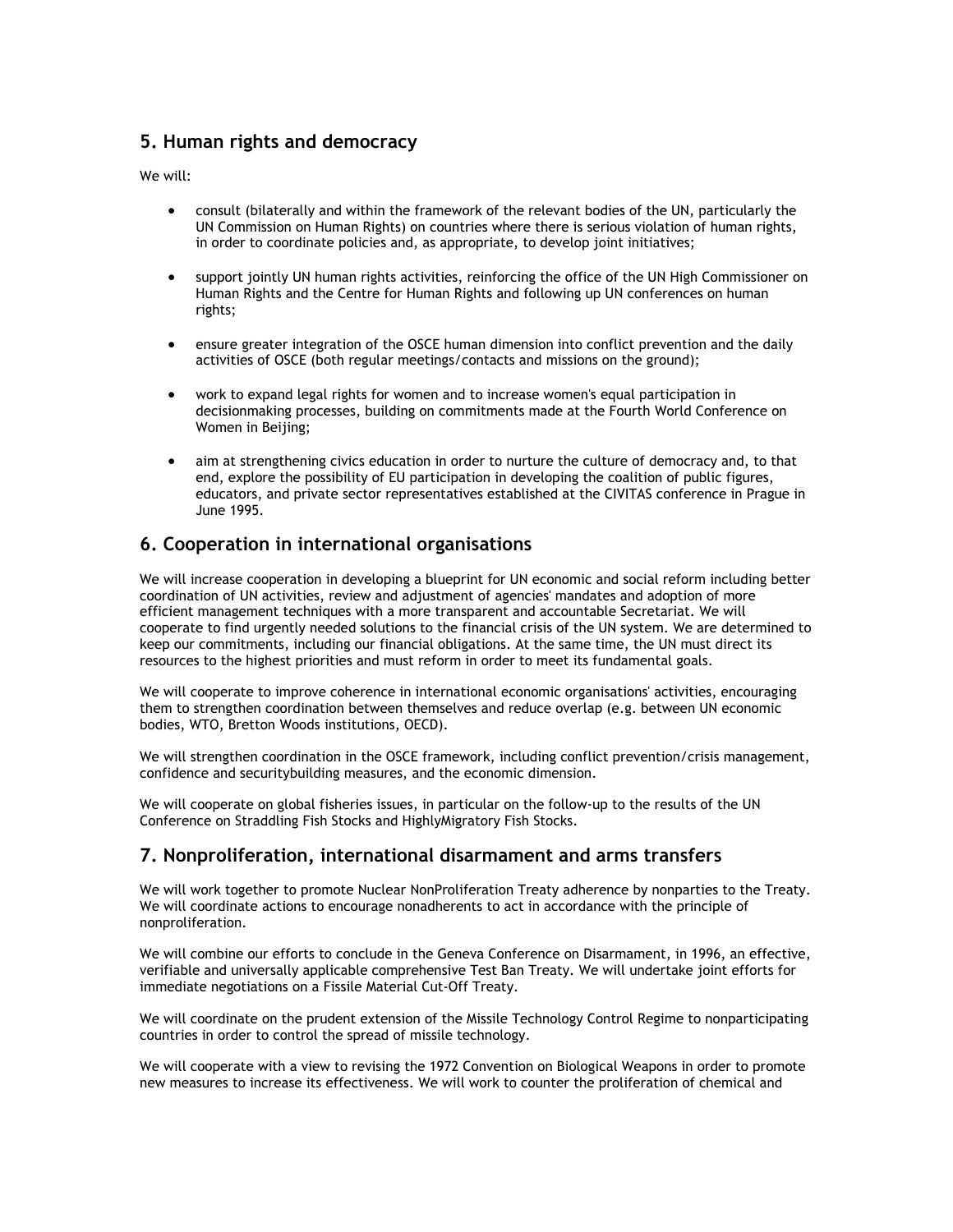## 5. Human rights and democracy

We will:

- consult (bilaterally and within the framework of the relevant bodies of the UN, particularly the UN Commission on Human Rights) on countries where there is serious violation of human rights, in order to coordinate policies and, as appropriate, to develop joint initiatives;
- support jointly UN human rights activities, reinforcing the office of the UN High Commissioner on Human Rights and the Centre for Human Rights and following up UN conferences on human rights;
- ensure greater integration of the OSCE human dimension into conflict prevention and the daily activities of OSCE (both regular meetings/contacts and missions on the ground);
- work to expand legal rights for women and to increase women's equal participation in decisionmaking processes, building on commitments made at the Fourth World Conference on Women in Beijing;
- aim at strengthening civics education in order to nurture the culture of democracy and, to that end, explore the possibility of EU participation in developing the coalition of public figures, educators, and private sector representatives established at the CIVITAS conference in Prague in June 1995.

## 6. Cooperation in international organisations

We will increase cooperation in developing a blueprint for UN economic and social reform including better coordination of UN activities, review and adjustment of agencies' mandates and adoption of more efficient management techniques with a more transparent and accountable Secretariat. We will cooperate to find urgently needed solutions to the financial crisis of the UN system. We are determined to keep our commitments, including our financial obligations. At the same time, the UN must direct its resources to the highest priorities and must reform in order to meet its fundamental goals.

We will cooperate to improve coherence in international economic organisations' activities, encouraging them to strengthen coordination between themselves and reduce overlap (e.g. between UN economic bodies, WTO, Bretton Woods institutions, OECD).

We will strengthen coordination in the OSCE framework, including conflict prevention/crisis management, confidence and securitybuilding measures, and the economic dimension.

We will cooperate on global fisheries issues, in particular on the follow-up to the results of the UN Conference on Straddling Fish Stocks and HighlyMigratory Fish Stocks.

## 7. Nonproliferation, international disarmament and arms transfers

We will work together to promote Nuclear NonProliferation Treaty adherence by nonparties to the Treaty. We will coordinate actions to encourage nonadherents to act in accordance with the principle of nonproliferation.

We will combine our efforts to conclude in the Geneva Conference on Disarmament, in 1996, an effective, verifiable and universally applicable comprehensive Test Ban Treaty. We will undertake joint efforts for immediate negotiations on a Fissile Material Cut-Off Treaty.

We will coordinate on the prudent extension of the Missile Technology Control Regime to nonparticipating countries in order to control the spread of missile technology.

We will cooperate with a view to revising the 1972 Convention on Biological Weapons in order to promote new measures to increase its effectiveness. We will work to counter the proliferation of chemical and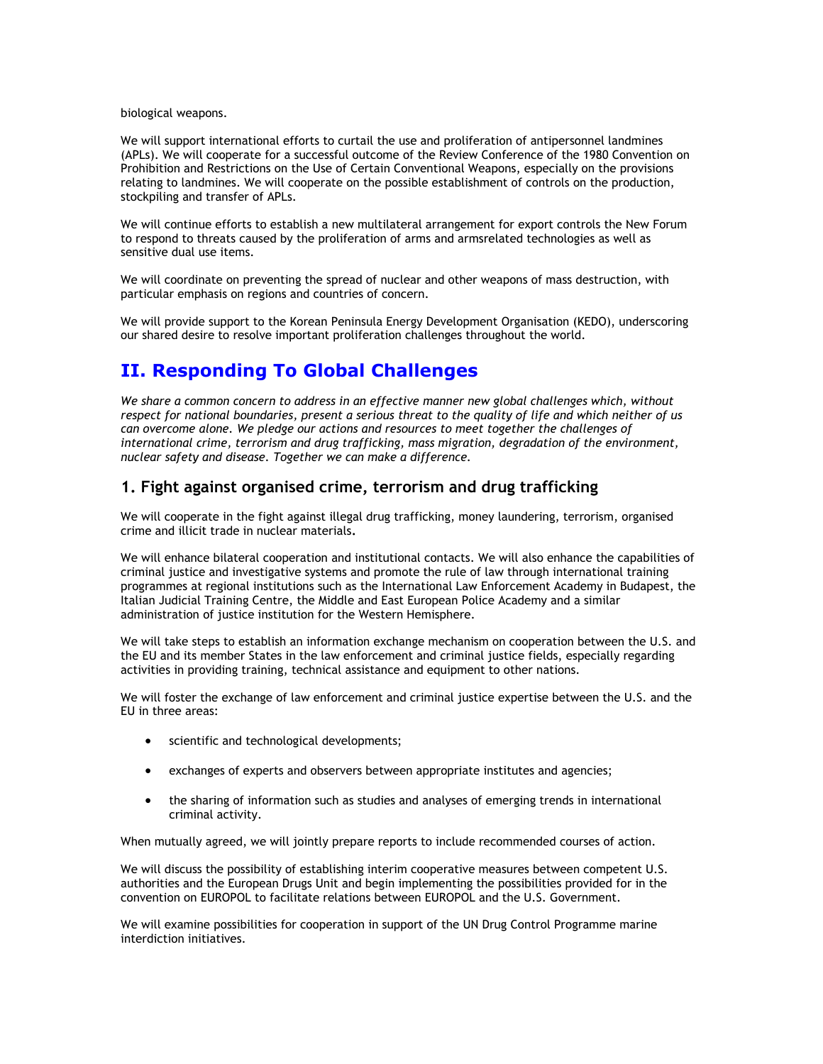biological weapons.

We will support international efforts to curtail the use and proliferation of antipersonnel landmines (APLs). We will cooperate for a successful outcome of the Review Conference of the 1980 Convention on Prohibition and Restrictions on the Use of Certain Conventional Weapons, especially on the provisions relating to landmines. We will cooperate on the possible establishment of controls on the production, stockpiling and transfer of APLs.

We will continue efforts to establish a new multilateral arrangement for export controls the New Forum to respond to threats caused by the proliferation of arms and armsrelated technologies as well as sensitive dual use items.

We will coordinate on preventing the spread of nuclear and other weapons of mass destruction, with particular emphasis on regions and countries of concern.

We will provide support to the Korean Peninsula Energy Development Organisation (KEDO), underscoring our shared desire to resolve important proliferation challenges throughout the world.

## II. Responding To Global Challenges

*We share a common concern to address in an effective manner new global challenges which, without respect for national boundaries, present a serious threat to the quality of life and which neither of us can overcome alone. We pledge our actions and resources to meet together the challenges of international crime, terrorism and drug trafficking, mass migration, degradation of the environment, nuclear safety and disease. Together we can make a difference.*

### 1. Fight against organised crime, terrorism and drug trafficking

We will cooperate in the fight against illegal drug trafficking, money laundering, terrorism, organised crime and illicit trade in nuclear materials**.**

We will enhance bilateral cooperation and institutional contacts. We will also enhance the capabilities of criminal justice and investigative systems and promote the rule of law through international training programmes at regional institutions such as the International Law Enforcement Academy in Budapest, the Italian Judicial Training Centre, the Middle and East European Police Academy and a similar administration of justice institution for the Western Hemisphere.

We will take steps to establish an information exchange mechanism on cooperation between the U.S. and the EU and its member States in the law enforcement and criminal justice fields, especially regarding activities in providing training, technical assistance and equipment to other nations.

We will foster the exchange of law enforcement and criminal justice expertise between the U.S. and the EU in three areas:

- scientific and technological developments;
- exchanges of experts and observers between appropriate institutes and agencies;
- the sharing of information such as studies and analyses of emerging trends in international criminal activity.

When mutually agreed, we will jointly prepare reports to include recommended courses of action.

We will discuss the possibility of establishing interim cooperative measures between competent U.S. authorities and the European Drugs Unit and begin implementing the possibilities provided for in the convention on EUROPOL to facilitate relations between EUROPOL and the U.S. Government.

We will examine possibilities for cooperation in support of the UN Drug Control Programme marine interdiction initiatives.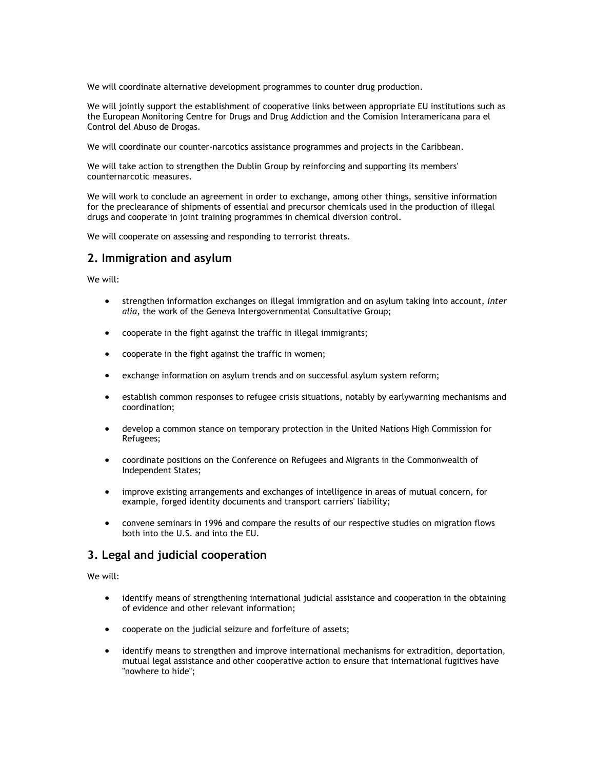We will coordinate alternative development programmes to counter drug production.

We will jointly support the establishment of cooperative links between appropriate EU institutions such as the European Monitoring Centre for Drugs and Drug Addiction and the Comision Interamericana para el Control del Abuso de Drogas.

We will coordinate our counter-narcotics assistance programmes and projects in the Caribbean.

We will take action to strengthen the Dublin Group by reinforcing and supporting its members' counternarcotic measures.

We will work to conclude an agreement in order to exchange, among other things, sensitive information for the preclearance of shipments of essential and precursor chemicals used in the production of illegal drugs and cooperate in joint training programmes in chemical diversion control.

We will cooperate on assessing and responding to terrorist threats.

## 2. Immigration and asylum

We will:

- strengthen information exchanges on illegal immigration and on asylum taking into account, *inter alia*, the work of the Geneva Intergovernmental Consultative Group;
- cooperate in the fight against the traffic in illegal immigrants;
- cooperate in the fight against the traffic in women;
- exchange information on asylum trends and on successful asylum system reform;
- establish common responses to refugee crisis situations, notably by earlywarning mechanisms and coordination;
- develop a common stance on temporary protection in the United Nations High Commission for Refugees;
- coordinate positions on the Conference on Refugees and Migrants in the Commonwealth of Independent States;
- improve existing arrangements and exchanges of intelligence in areas of mutual concern, for example, forged identity documents and transport carriers' liability;
- convene seminars in 1996 and compare the results of our respective studies on migration flows both into the U.S. and into the EU.

## 3. Legal and judicial cooperation

We will:

- identify means of strengthening international judicial assistance and cooperation in the obtaining of evidence and other relevant information;
- cooperate on the judicial seizure and forfeiture of assets;
- identify means to strengthen and improve international mechanisms for extradition, deportation, mutual legal assistance and other cooperative action to ensure that international fugitives have "nowhere to hide";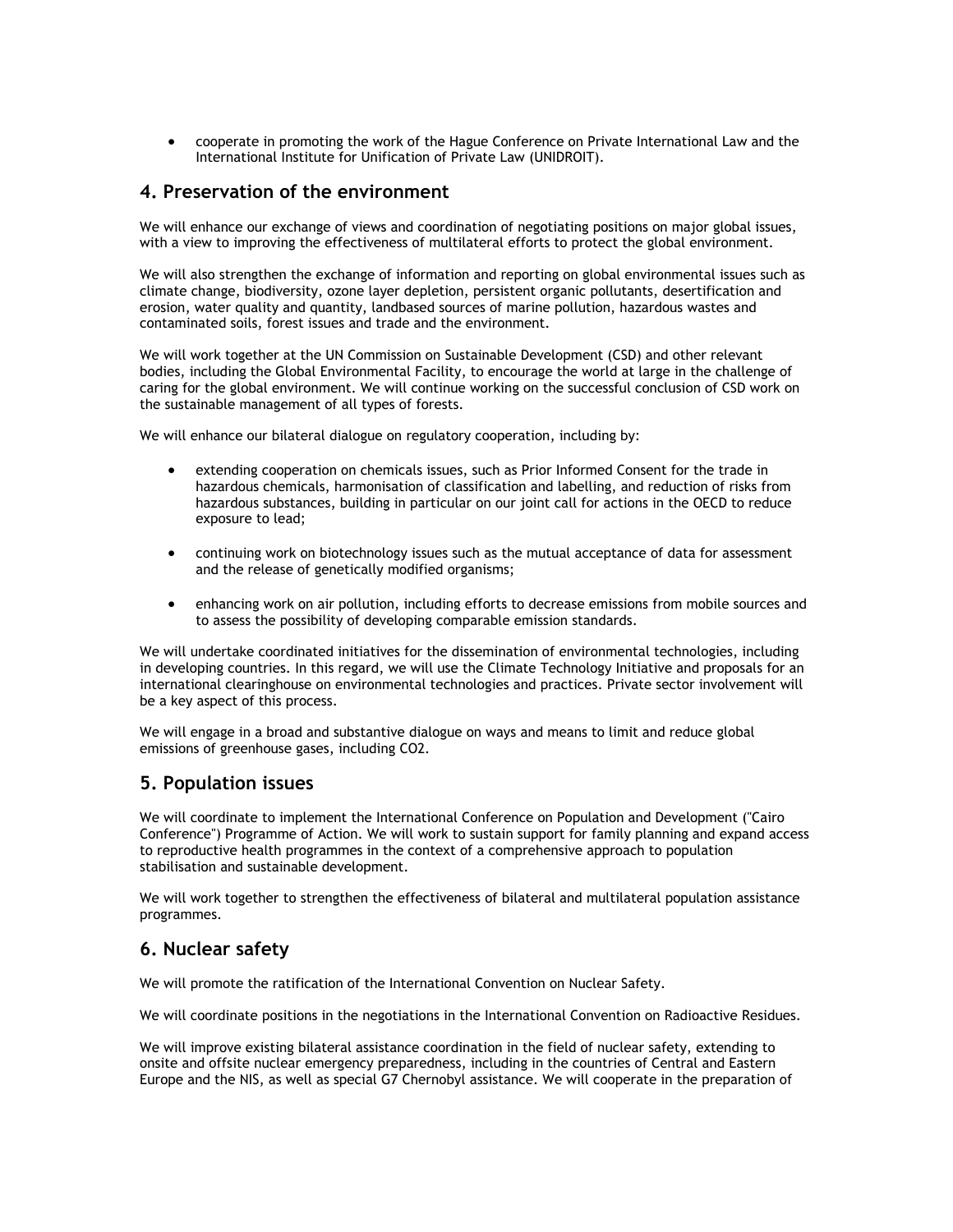- cooperate in promoting the work of the Hague Conference on Private International Law and the International Institute for Unification of Private Law (UNIDROIT).

## 4. Preservation of the environment

We will enhance our exchange of views and coordination of negotiating positions on major global issues, with a view to improving the effectiveness of multilateral efforts to protect the global environment.

We will also strengthen the exchange of information and reporting on global environmental issues such as climate change, biodiversity, ozone layer depletion, persistent organic pollutants, desertification and erosion, water quality and quantity, landbased sources of marine pollution, hazardous wastes and contaminated soils, forest issues and trade and the environment.

We will work together at the UN Commission on Sustainable Development (CSD) and other relevant bodies, including the Global Environmental Facility, to encourage the world at large in the challenge of caring for the global environment. We will continue working on the successful conclusion of CSD work on the sustainable management of all types of forests.

We will enhance our bilateral dialogue on regulatory cooperation, including by:

- extending cooperation on chemicals issues, such as Prior Informed Consent for the trade in hazardous chemicals, harmonisation of classification and labelling, and reduction of risks from hazardous substances, building in particular on our joint call for actions in the OECD to reduce exposure to lead;
- continuing work on biotechnology issues such as the mutual acceptance of data for assessment and the release of genetically modified organisms;
- enhancing work on air pollution, including efforts to decrease emissions from mobile sources and to assess the possibility of developing comparable emission standards.

We will undertake coordinated initiatives for the dissemination of environmental technologies, including in developing countries. In this regard, we will use the Climate Technology Initiative and proposals for an international clearinghouse on environmental technologies and practices. Private sector involvement will be a key aspect of this process.

We will engage in a broad and substantive dialogue on ways and means to limit and reduce global emissions of greenhouse gases, including $CO_2$.

## 5. Population issues

We will coordinate to implement the International Conference on Population and Development ("Cairo Conference") Programme of Action. We will work to sustain support for family planning and expand access to reproductive health programmes in the context of a comprehensive approach to population stabilisation and sustainable development.

We will work together to strengthen the effectiveness of bilateral and multilateral population assistance programmes.

## 6. Nuclear safety

We will promote the ratification of the International Convention on Nuclear Safety.

We will coordinate positions in the negotiations in the International Convention on Radioactive Residues.

We will improve existing bilateral assistance coordination in the field of nuclear safety, extending to onsite and offsite nuclear emergency preparedness, including in the countries of Central and Eastern Europe and the NIS, as well as special G7 Chernobyl assistance. We will cooperate in the preparation of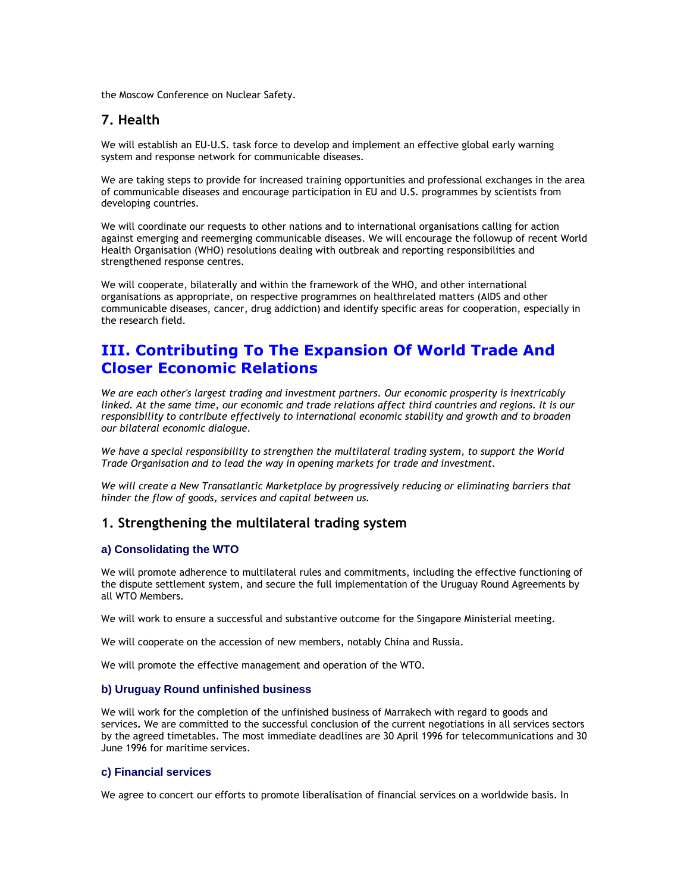the Moscow Conference on Nuclear Safety.

### 7. Health

We will establish an EU-U.S. task force to develop and implement an effective global early warning system and response network for communicable diseases.

We are taking steps to provide for increased training opportunities and professional exchanges in the area of communicable diseases and encourage participation in EU and U.S. programmes by scientists from developing countries.

We will coordinate our requests to other nations and to international organisations calling for action against emerging and reemerging communicable diseases. We will encourage the followup of recent World Health Organisation (WHO) resolutions dealing with outbreak and reporting responsibilities and strengthened response centres.

We will cooperate, bilaterally and within the framework of the WHO, and other international organisations as appropriate, on respective programmes on healthrelated matters (AIDS and other communicable diseases, cancer, drug addiction) and identify specific areas for cooperation, especially in the research field.

## III. Contributing To The Expansion Of World Trade And Closer Economic Relations

*We are each other's largest trading and investment partners. Our economic prosperity is inextricably linked. At the same time, our economic and trade relations affect third countries and regions. It is our responsibility to contribute effectively to international economic stability and growth and to broaden our bilateral economic dialogue.*

*We have a special responsibility to strengthen the multilateral trading system, to support the World Trade Organisation and to lead the way in opening markets for trade and investment.*

*We will create a New Transatlantic Marketplace by progressively reducing or eliminating barriers that hinder the flow of goods, services and capital between us.*

### 1. Strengthening the multilateral trading system

#### a) Consolidating the WTO

We will promote adherence to multilateral rules and commitments, including the effective functioning of the dispute settlement system, and secure the full implementation of the Uruguay Round Agreements by all WTO Members.

We will work to ensure a successful and substantive outcome for the Singapore Ministerial meeting.

We will cooperate on the accession of new members, notably China and Russia.

We will promote the effective management and operation of the WTO.

#### b) Uruguay Round unfinished business

We will work for the completion of the unfinished business of Marrakech with regard to goods and services**.** We are committed to the successful conclusion of the current negotiations in all services sectors by the agreed timetables. The most immediate deadlines are 30 April 1996 for telecommunications and 30 June 1996 for maritime services.

#### c) Financial services

We agree to concert our efforts to promote liberalisation of financial services on a worldwide basis. In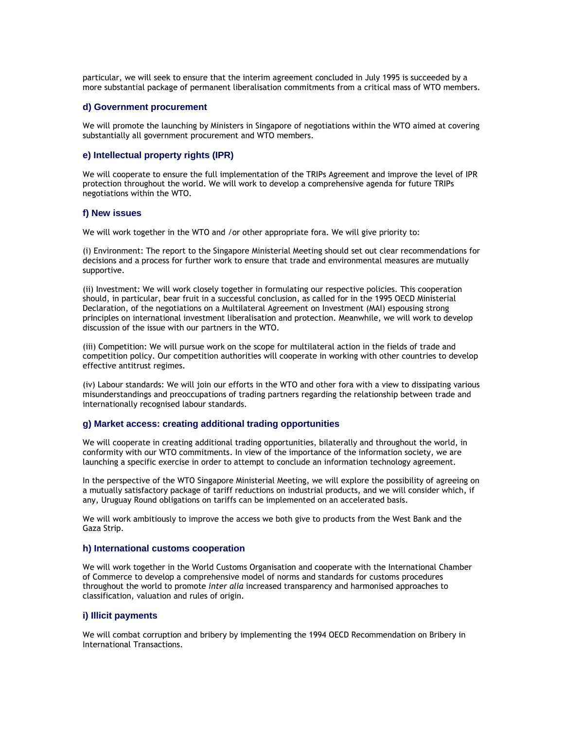particular, we will seek to ensure that the interim agreement concluded in July 1995 is succeeded by a more substantial package of permanent liberalisation commitments from a critical mass of WTO members.

### d) Government procurement

We will promote the launching by Ministers in Singapore of negotiations within the WTO aimed at covering substantially all government procurement and WTO members.

### e) Intellectual property rights (IPR)

We will cooperate to ensure the full implementation of the TRIPs Agreement and improve the level of IPR protection throughout the world. We will work to develop a comprehensive agenda for future TRIPs negotiations within the WTO.

### f) New issues

We will work together in the WTO and /or other appropriate fora. We will give priority to:

(i) Environment: The report to the Singapore Ministerial Meeting should set out clear recommendations for decisions and a process for further work to ensure that trade and environmental measures are mutually supportive.

(ii) Investment: We will work closely together in formulating our respective policies. This cooperation should, in particular, bear fruit in a successful conclusion, as called for in the 1995 OECD Ministerial Declaration, of the negotiations on a Multilateral Agreement on Investment (MAI) espousing strong principles on international investment liberalisation and protection. Meanwhile, we will work to develop discussion of the issue with our partners in the WTO.

(iii) Competition: We will pursue work on the scope for multilateral action in the fields of trade and competition policy. Our competition authorities will cooperate in working with other countries to develop effective antitrust regimes.

(iv) Labour standards: We will join our efforts in the WTO and other fora with a view to dissipating various misunderstandings and preoccupations of trading partners regarding the relationship between trade and internationally recognised labour standards.

### g) Market access: creating additional trading opportunities

We will cooperate in creating additional trading opportunities, bilaterally and throughout the world, in conformity with our WTO commitments. In view of the importance of the information society, we are launching a specific exercise in order to attempt to conclude an information technology agreement.

In the perspective of the WTO Singapore Ministerial Meeting, we will explore the possibility of agreeing on a mutually satisfactory package of tariff reductions on industrial products, and we will consider which, if any, Uruguay Round obligations on tariffs can be implemented on an accelerated basis.

We will work ambitiously to improve the access we both give to products from the West Bank and the Gaza Strip.

### h) International customs cooperation

We will work together in the World Customs Organisation and cooperate with the International Chamber of Commerce to develop a comprehensive model of norms and standards for customs procedures throughout the world to promote *inter alia* increased transparency and harmonised approaches to classification, valuation and rules of origin.

### i) Illicit payments

We will combat corruption and bribery by implementing the 1994 OECD Recommendation on Bribery in International Transactions.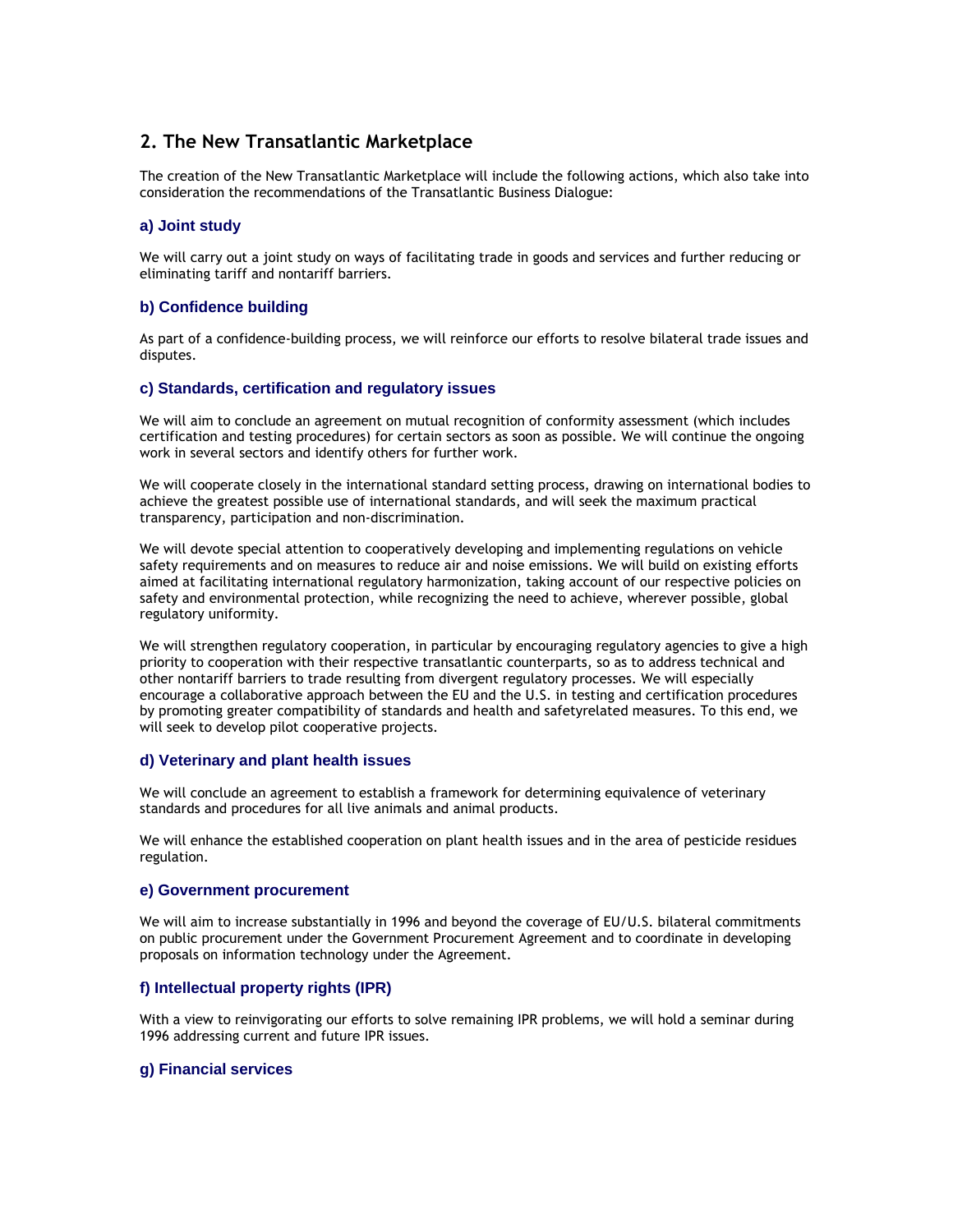## 2. The New Transatlantic Marketplace

The creation of the New Transatlantic Marketplace will include the following actions, which also take into consideration the recommendations of the Transatlantic Business Dialogue:

### a) Joint study

We will carry out a joint study on ways of facilitating trade in goods and services and further reducing or eliminating tariff and nontariff barriers.

### b) Confidence building

As part of a confidence-building process, we will reinforce our efforts to resolve bilateral trade issues and disputes.

### c) Standards, certification and regulatory issues

We will aim to conclude an agreement on mutual recognition of conformity assessment (which includes certification and testing procedures) for certain sectors as soon as possible. We will continue the ongoing work in several sectors and identify others for further work.

We will cooperate closely in the international standard setting process, drawing on international bodies to achieve the greatest possible use of international standards, and will seek the maximum practical transparency, participation and non-discrimination.

We will devote special attention to cooperatively developing and implementing regulations on vehicle safety requirements and on measures to reduce air and noise emissions. We will build on existing efforts aimed at facilitating international regulatory harmonization, taking account of our respective policies on safety and environmental protection, while recognizing the need to achieve, wherever possible, global regulatory uniformity.

We will strengthen regulatory cooperation, in particular by encouraging regulatory agencies to give a high priority to cooperation with their respective transatlantic counterparts, so as to address technical and other nontariff barriers to trade resulting from divergent regulatory processes. We will especially encourage a collaborative approach between the EU and the U.S. in testing and certification procedures by promoting greater compatibility of standards and health and safetyrelated measures. To this end, we will seek to develop pilot cooperative projects.

### d) Veterinary and plant health issues

We will conclude an agreement to establish a framework for determining equivalence of veterinary standards and procedures for all live animals and animal products.

We will enhance the established cooperation on plant health issues and in the area of pesticide residues regulation.

### e) Government procurement

We will aim to increase substantially in 1996 and beyond the coverage of EU/U.S. bilateral commitments on public procurement under the Government Procurement Agreement and to coordinate in developing proposals on information technology under the Agreement.

### f) Intellectual property rights (IPR)

With a view to reinvigorating our efforts to solve remaining IPR problems, we will hold a seminar during 1996 addressing current and future IPR issues.

### g) Financial services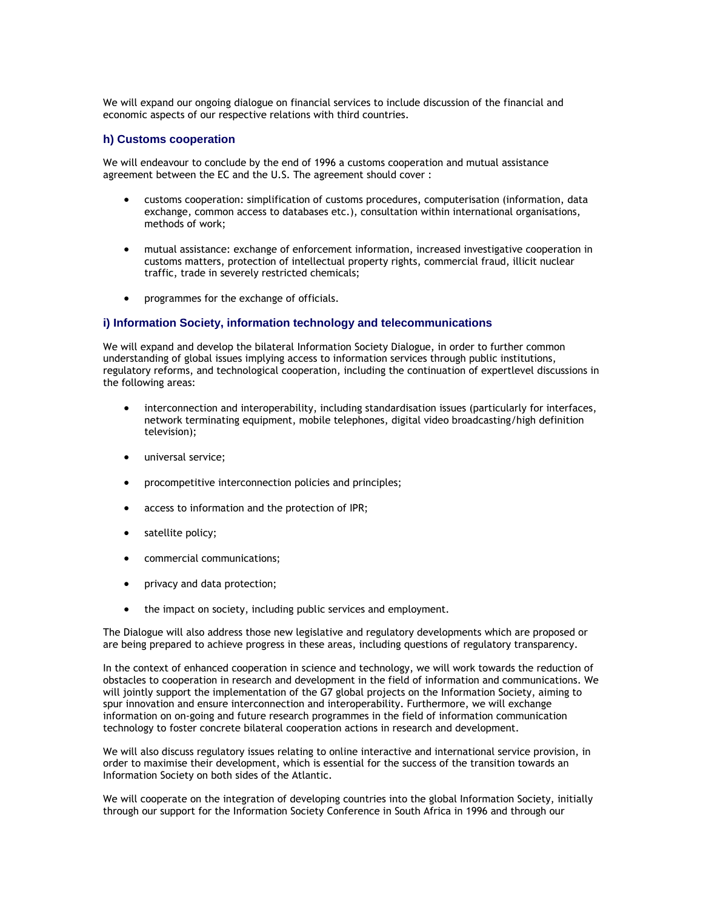We will expand our ongoing dialogue on financial services to include discussion of the financial and economic aspects of our respective relations with third countries.

### h) Customs cooperation

We will endeavour to conclude by the end of 1996 a customs cooperation and mutual assistance agreement between the EC and the U.S. The agreement should cover :

- customs cooperation: simplification of customs procedures, computerisation (information, data exchange, common access to databases etc.), consultation within international organisations, methods of work;
- mutual assistance: exchange of enforcement information, increased investigative cooperation in customs matters, protection of intellectual property rights, commercial fraud, illicit nuclear traffic, trade in severely restricted chemicals;
- programmes for the exchange of officials.

### i) Information Society, information technology and telecommunications

We will expand and develop the bilateral Information Society Dialogue, in order to further common understanding of global issues implying access to information services through public institutions, regulatory reforms, and technological cooperation, including the continuation of expertlevel discussions in the following areas:

- interconnection and interoperability, including standardisation issues (particularly for interfaces, network terminating equipment, mobile telephones, digital video broadcasting/high definition television);
- universal service;
- procompetitive interconnection policies and principles;
- access to information and the protection of IPR;
- satellite policy;
- commercial communications;
- privacy and data protection;
- the impact on society, including public services and employment.

The Dialogue will also address those new legislative and regulatory developments which are proposed or are being prepared to achieve progress in these areas, including questions of regulatory transparency.

In the context of enhanced cooperation in science and technology, we will work towards the reduction of obstacles to cooperation in research and development in the field of information and communications. We will jointly support the implementation of the G7 global projects on the Information Society, aiming to spur innovation and ensure interconnection and interoperability. Furthermore, we will exchange information on on-going and future research programmes in the field of information communication technology to foster concrete bilateral cooperation actions in research and development.

We will also discuss regulatory issues relating to online interactive and international service provision, in order to maximise their development, which is essential for the success of the transition towards an Information Society on both sides of the Atlantic.

We will cooperate on the integration of developing countries into the global Information Society, initially through our support for the Information Society Conference in South Africa in 1996 and through our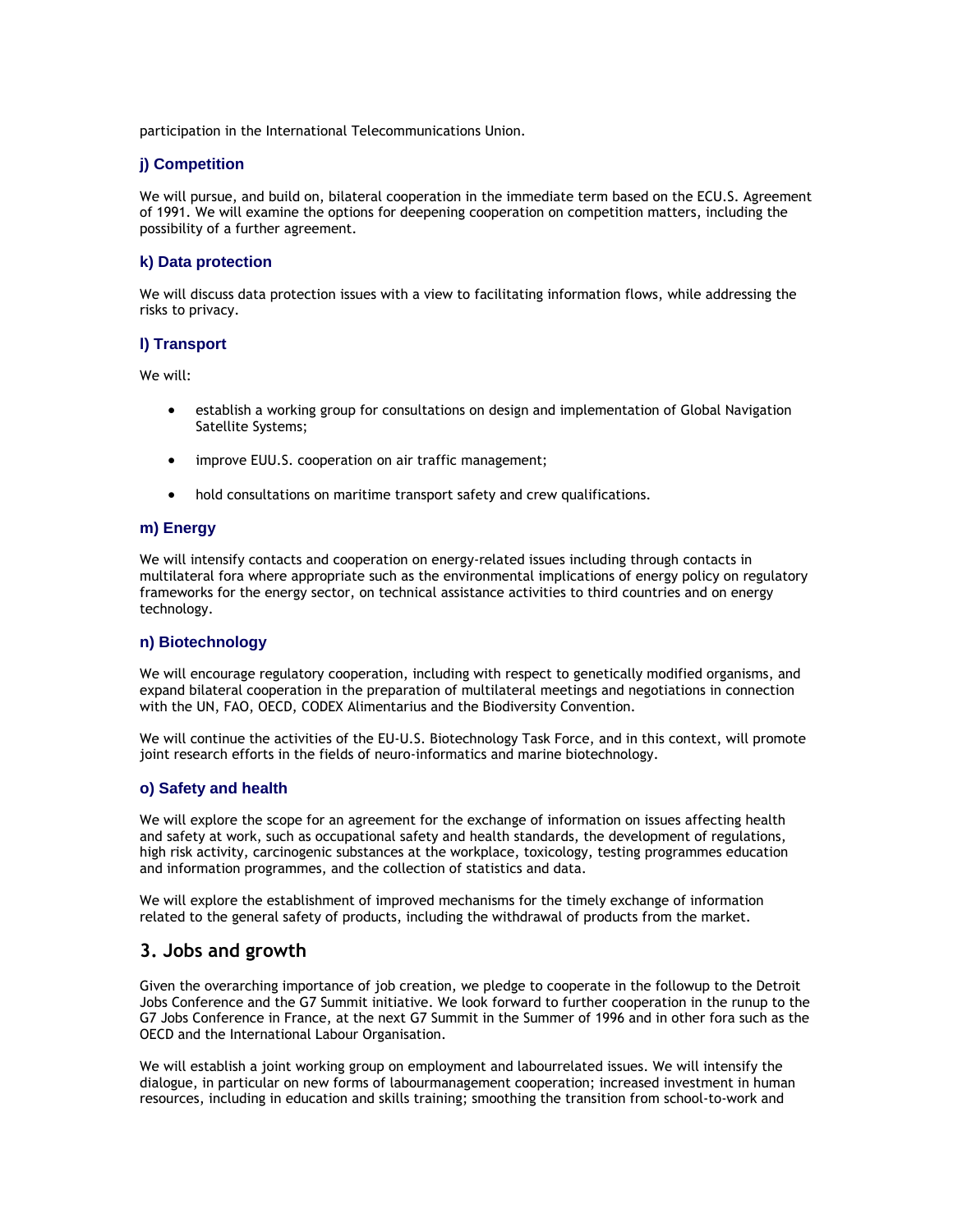participation in the International Telecommunications Union.

### j) Competition

We will pursue, and build on, bilateral cooperation in the immediate term based on the ECU.S. Agreement of 1991. We will examine the options for deepening cooperation on competition matters, including the possibility of a further agreement.

### k) Data protection

We will discuss data protection issues with a view to facilitating information flows, while addressing the risks to privacy.

### l) Transport

We will:

- establish a working group for consultations on design and implementation of Global Navigation Satellite Systems;
- improve EUU.S. cooperation on air traffic management;
- hold consultations on maritime transport safety and crew qualifications.

### m) Energy

We will intensify contacts and cooperation on energy-related issues including through contacts in multilateral fora where appropriate such as the environmental implications of energy policy on regulatory frameworks for the energy sector, on technical assistance activities to third countries and on energy technology.

### n) Biotechnology

We will encourage regulatory cooperation, including with respect to genetically modified organisms, and expand bilateral cooperation in the preparation of multilateral meetings and negotiations in connection with the UN, FAO, OECD, CODEX Alimentarius and the Biodiversity Convention.

We will continue the activities of the EU-U.S. Biotechnology Task Force, and in this context, will promote joint research efforts in the fields of neuro-informatics and marine biotechnology.

### o) Safety and health

We will explore the scope for an agreement for the exchange of information on issues affecting health and safety at work, such as occupational safety and health standards, the development of regulations, high risk activity, carcinogenic substances at the workplace, toxicology, testing programmes education and information programmes, and the collection of statistics and data.

We will explore the establishment of improved mechanisms for the timely exchange of information related to the general safety of products, including the withdrawal of products from the market.

## 3. Jobs and growth

Given the overarching importance of job creation, we pledge to cooperate in the followup to the Detroit Jobs Conference and the G7 Summit initiative. We look forward to further cooperation in the runup to the G7 Jobs Conference in France, at the next G7 Summit in the Summer of 1996 and in other fora such as the OECD and the International Labour Organisation.

We will establish a joint working group on employment and labourrelated issues. We will intensify the dialogue, in particular on new forms of labourmanagement cooperation; increased investment in human resources, including in education and skills training; smoothing the transition from school-to-work and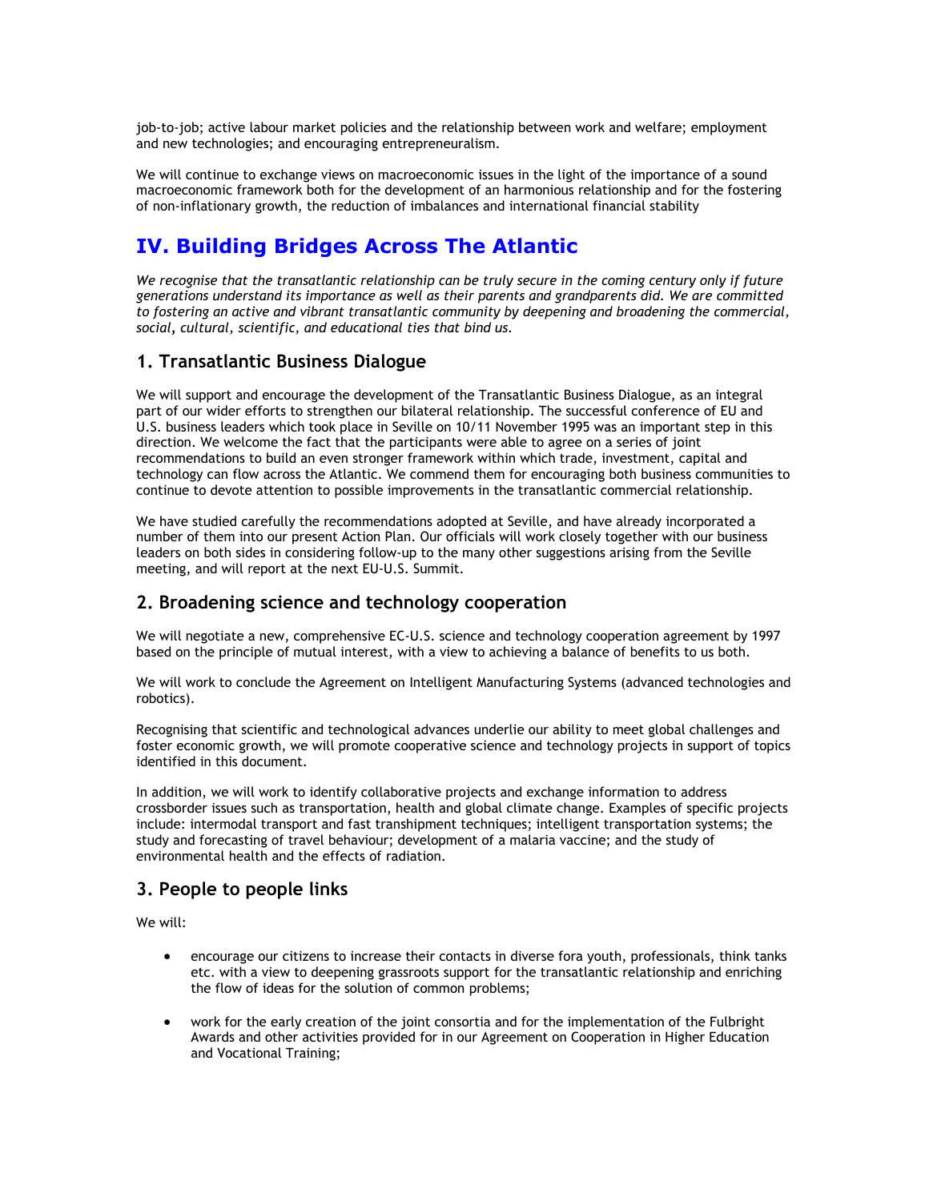job-to-job; active labour market policies and the relationship between work and welfare; employment and new technologies; and encouraging entrepreneuralism.

We will continue to exchange views on macroeconomic issues in the light of the importance of a sound macroeconomic framework both for the development of an harmonious relationship and for the fostering of non-inflationary growth, the reduction of imbalances and international financial stability

## IV. Building Bridges Across The Atlantic

*We recognise that the transatlantic relationship can be truly secure in the coming century only if future generations understand its importance as well as their parents and grandparents did. We are committed to fostering an active and vibrant transatlantic community by deepening and broadening the commercial, social, cultural, scientific, and educational ties that bind us.*

### 1. Transatlantic Business Dialogue

We will support and encourage the development of the Transatlantic Business Dialogue, as an integral part of our wider efforts to strengthen our bilateral relationship. The successful conference of EU and U.S. business leaders which took place in Seville on 10/11 November 1995 was an important step in this direction. We welcome the fact that the participants were able to agree on a series of joint recommendations to build an even stronger framework within which trade, investment, capital and technology can flow across the Atlantic. We commend them for encouraging both business communities to continue to devote attention to possible improvements in the transatlantic commercial relationship.

We have studied carefully the recommendations adopted at Seville, and have already incorporated a number of them into our present Action Plan. Our officials will work closely together with our business leaders on both sides in considering follow-up to the many other suggestions arising from the Seville meeting, and will report at the next EU-U.S. Summit.

### 2. Broadening science and technology cooperation

We will negotiate a new, comprehensive EC-U.S. science and technology cooperation agreement by 1997 based on the principle of mutual interest, with a view to achieving a balance of benefits to us both.

We will work to conclude the Agreement on Intelligent Manufacturing Systems (advanced technologies and robotics).

Recognising that scientific and technological advances underlie our ability to meet global challenges and foster economic growth, we will promote cooperative science and technology projects in support of topics identified in this document.

In addition, we will work to identify collaborative projects and exchange information to address crossborder issues such as transportation, health and global climate change. Examples of specific projects include: intermodal transport and fast transhipment techniques; intelligent transportation systems; the study and forecasting of travel behaviour; development of a malaria vaccine; and the study of environmental health and the effects of radiation.

### 3. People to people links

We will:

- encourage our citizens to increase their contacts in diverse fora youth, professionals, think tanks etc. with a view to deepening grassroots support for the transatlantic relationship and enriching the flow of ideas for the solution of common problems;
- work for the early creation of the joint consortia and for the implementation of the Fulbright Awards and other activities provided for in our Agreement on Cooperation in Higher Education and Vocational Training;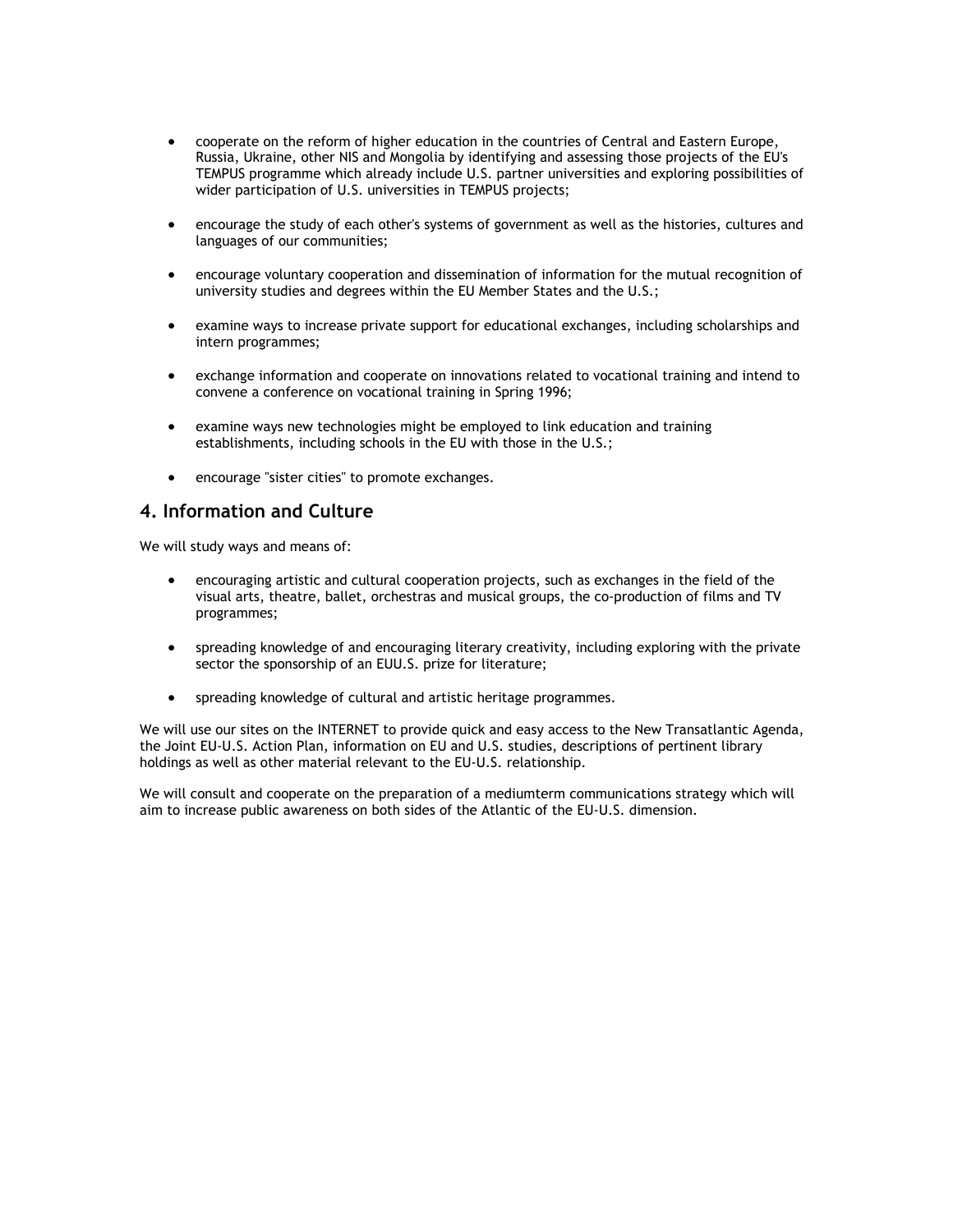- cooperate on the reform of higher education in the countries of Central and Eastern Europe, Russia, Ukraine, other NIS and Mongolia by identifying and assessing those projects of the EU's TEMPUS programme which already include U.S. partner universities and exploring possibilities of wider participation of U.S. universities in TEMPUS projects;

- encourage the study of each other's systems of government as well as the histories, cultures and languages of our communities;

- encourage voluntary cooperation and dissemination of information for the mutual recognition of university studies and degrees within the EU Member States and the U.S.;

- examine ways to increase private support for educational exchanges, including scholarships and intern programmes;

- exchange information and cooperate on innovations related to vocational training and intend to convene a conference on vocational training in Spring 1996;

- examine ways new technologies might be employed to link education and training establishments, including schools in the EU with those in the U.S.;

- encourage "sister cities" to promote exchanges.

## 4. Information and Culture

We will study ways and means of:

- encouraging artistic and cultural cooperation projects, such as exchanges in the field of the visual arts, theatre, ballet, orchestras and musical groups, the co-production of films and TV programmes;

- spreading knowledge of and encouraging literary creativity, including exploring with the private sector the sponsorship of an EUU.S. prize for literature;

- spreading knowledge of cultural and artistic heritage programmes.

We will use our sites on the INTERNET to provide quick and easy access to the New Transatlantic Agenda, the Joint EU-U.S. Action Plan, information on EU and U.S. studies, descriptions of pertinent library holdings as well as other material relevant to the EU-U.S. relationship.

We will consult and cooperate on the preparation of a mediumterm communications strategy which will aim to increase public awareness on both sides of the Atlantic of the EU-U.S. dimension.